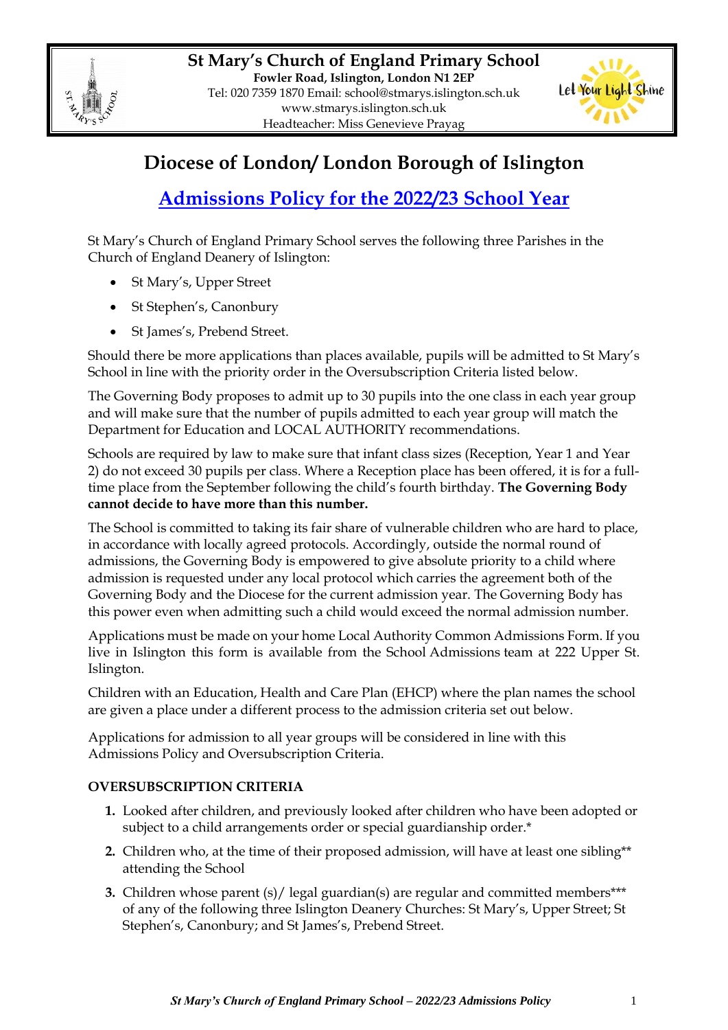**St Mary's Church of England Primary School**
**Fowler Road, Islington, London N1 2EP**
Tel: 020 7359 1870 Email: school@stmarys.islington.sch.uk
www.stmarys.islington.sch.uk
Headteacher: Miss Genevieve Prayag

# Diocese of London/ London Borough of Islington

## Admissions Policy for the 2022/23 School Year

St Mary's Church of England Primary School serves the following three Parishes in the Church of England Deanery of Islington:

- St Mary's, Upper Street
- St Stephen's, Canonbury
- St James's, Prebend Street.

Should there be more applications than places available, pupils will be admitted to St Mary's School in line with the priority order in the Oversubscription Criteria listed below.

The Governing Body proposes to admit up to 30 pupils into the one class in each year group and will make sure that the number of pupils admitted to each year group will match the Department for Education and LOCAL AUTHORITY recommendations.

Schools are required by law to make sure that infant class sizes (Reception, Year 1 and Year 2) do not exceed 30 pupils per class. Where a Reception place has been offered, it is for a full-time place from the September following the child's fourth birthday. **The Governing Body cannot decide to have more than this number.**

The School is committed to taking its fair share of vulnerable children who are hard to place, in accordance with locally agreed protocols. Accordingly, outside the normal round of admissions, the Governing Body is empowered to give absolute priority to a child where admission is requested under any local protocol which carries the agreement both of the Governing Body and the Diocese for the current admission year. The Governing Body has this power even when admitting such a child would exceed the normal admission number.

Applications must be made on your home Local Authority Common Admissions Form. If you live in Islington this form is available from the School Admissions team at 222 Upper St. Islington.

Children with an Education, Health and Care Plan (EHCP) where the plan names the school are given a place under a different process to the admission criteria set out below.

Applications for admission to all year groups will be considered in line with this Admissions Policy and Oversubscription Criteria.

**OVERSUBSCRIPTION CRITERIA**

1. Looked after children, and previously looked after children who have been adopted or subject to a child arrangements order or special guardianship order.*
2. Children who, at the time of their proposed admission, will have at least one sibling** attending the School
3. Children whose parent (s)/ legal guardian(s) are regular and committed members*** of any of the following three Islington Deanery Churches: St Mary's, Upper Street; St Stephen's, Canonbury; and St James's, Prebend Street.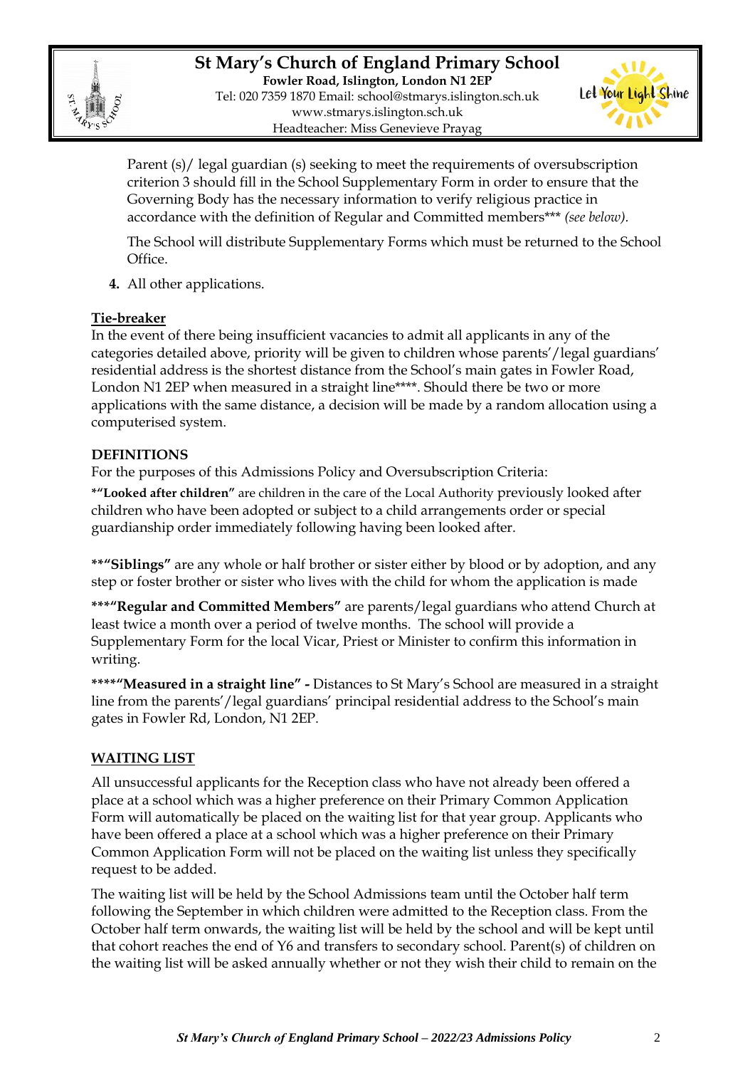Parent (s)/ legal guardian (s) seeking to meet the requirements of oversubscription criterion 3 should fill in the School Supplementary Form in order to ensure that the Governing Body has the necessary information to verify religious practice in accordance with the definition of Regular and Committed members*** *(see below).*

The School will distribute Supplementary Forms which must be returned to the School Office.

**4.** All other applications.

**Tie-breaker**

In the event of there being insufficient vacancies to admit all applicants in any of the categories detailed above, priority will be given to children whose parents'/legal guardians' residential address is the shortest distance from the School's main gates in Fowler Road, London N1 2EP when measured in a straight line****. Should there be two or more applications with the same distance, a decision will be made by a random allocation using a computerised system.

**DEFINITIONS**

For the purposes of this Admissions Policy and Oversubscription Criteria:

**\*"Looked after children"** are children in the care of the Local Authority previously looked after children who have been adopted or subject to a child arrangements order or special guardianship order immediately following having been looked after.

**\*\*"Siblings"** are any whole or half brother or sister either by blood or by adoption, and any step or foster brother or sister who lives with the child for whom the application is made

**\*\*\*"Regular and Committed Members"** are parents/legal guardians who attend Church at least twice a month over a period of twelve months. The school will provide a Supplementary Form for the local Vicar, Priest or Minister to confirm this information in writing.

**\*\*\*\*"Measured in a straight line" -** Distances to St Mary's School are measured in a straight line from the parents'/legal guardians' principal residential address to the School's main gates in Fowler Rd, London, N1 2EP.

**WAITING LIST**

All unsuccessful applicants for the Reception class who have not already been offered a place at a school which was a higher preference on their Primary Common Application Form will automatically be placed on the waiting list for that year group. Applicants who have been offered a place at a school which was a higher preference on their Primary Common Application Form will not be placed on the waiting list unless they specifically request to be added.

The waiting list will be held by the School Admissions team until the October half term following the September in which children were admitted to the Reception class. From the October half term onwards, the waiting list will be held by the school and will be kept until that cohort reaches the end of Y6 and transfers to secondary school. Parent(s) of children on the waiting list will be asked annually whether or not they wish their child to remain on the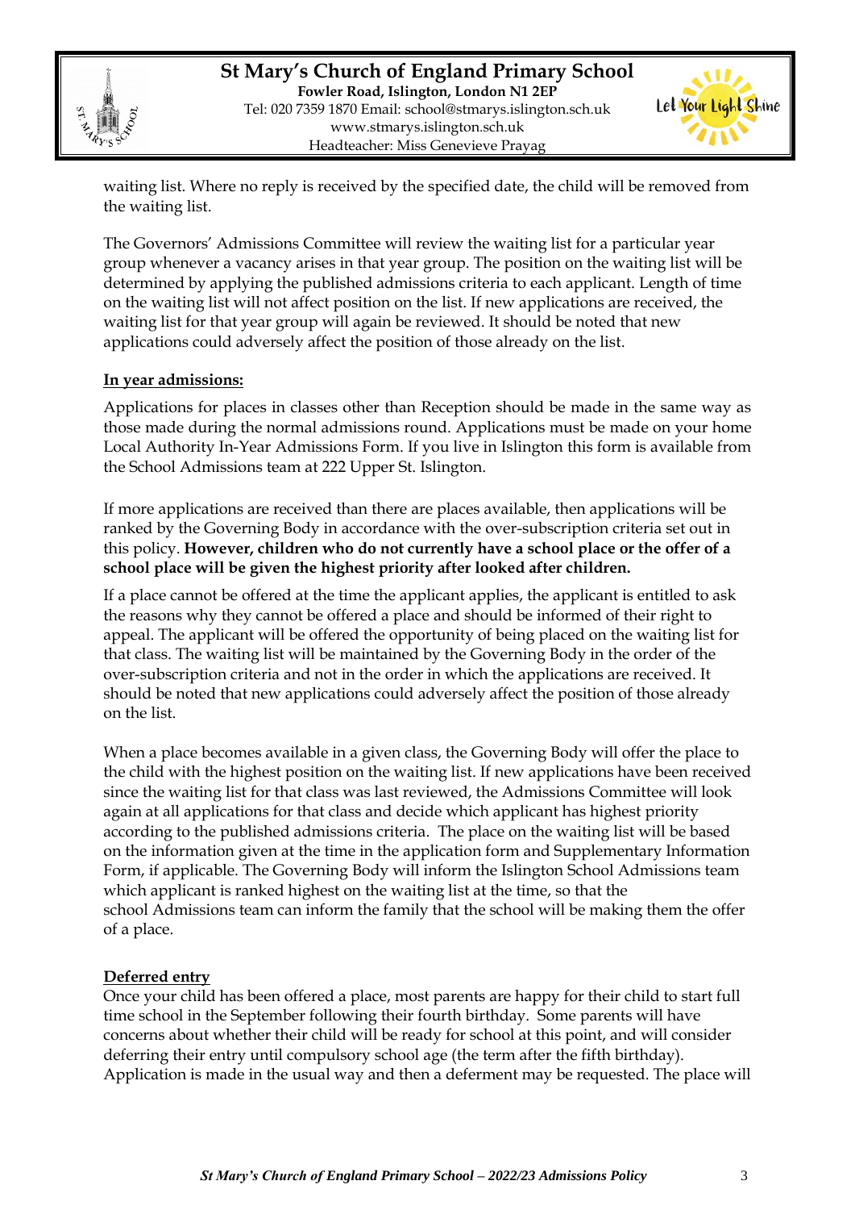waiting list. Where no reply is received by the specified date, the child will be removed from the waiting list.

The Governors' Admissions Committee will review the waiting list for a particular year group whenever a vacancy arises in that year group. The position on the waiting list will be determined by applying the published admissions criteria to each applicant. Length of time on the waiting list will not affect position on the list. If new applications are received, the waiting list for that year group will again be reviewed. It should be noted that new applications could adversely affect the position of those already on the list.

**In year admissions:**

Applications for places in classes other than Reception should be made in the same way as those made during the normal admissions round. Applications must be made on your home Local Authority In-Year Admissions Form. If you live in Islington this form is available from the School Admissions team at 222 Upper St. Islington.

If more applications are received than there are places available, then applications will be ranked by the Governing Body in accordance with the over-subscription criteria set out in this policy. **However, children who do not currently have a school place or the offer of a school place will be given the highest priority after looked after children.**

If a place cannot be offered at the time the applicant applies, the applicant is entitled to ask the reasons why they cannot be offered a place and should be informed of their right to appeal. The applicant will be offered the opportunity of being placed on the waiting list for that class. The waiting list will be maintained by the Governing Body in the order of the over-subscription criteria and not in the order in which the applications are received. It should be noted that new applications could adversely affect the position of those already on the list.

When a place becomes available in a given class, the Governing Body will offer the place to the child with the highest position on the waiting list. If new applications have been received since the waiting list for that class was last reviewed, the Admissions Committee will look again at all applications for that class and decide which applicant has highest priority according to the published admissions criteria. The place on the waiting list will be based on the information given at the time in the application form and Supplementary Information Form, if applicable. The Governing Body will inform the Islington School Admissions team which applicant is ranked highest on the waiting list at the time, so that the school Admissions team can inform the family that the school will be making them the offer of a place.

**Deferred entry**

Once your child has been offered a place, most parents are happy for their child to start full time school in the September following their fourth birthday. Some parents will have concerns about whether their child will be ready for school at this point, and will consider deferring their entry until compulsory school age (the term after the fifth birthday). Application is made in the usual way and then a deferment may be requested. The place will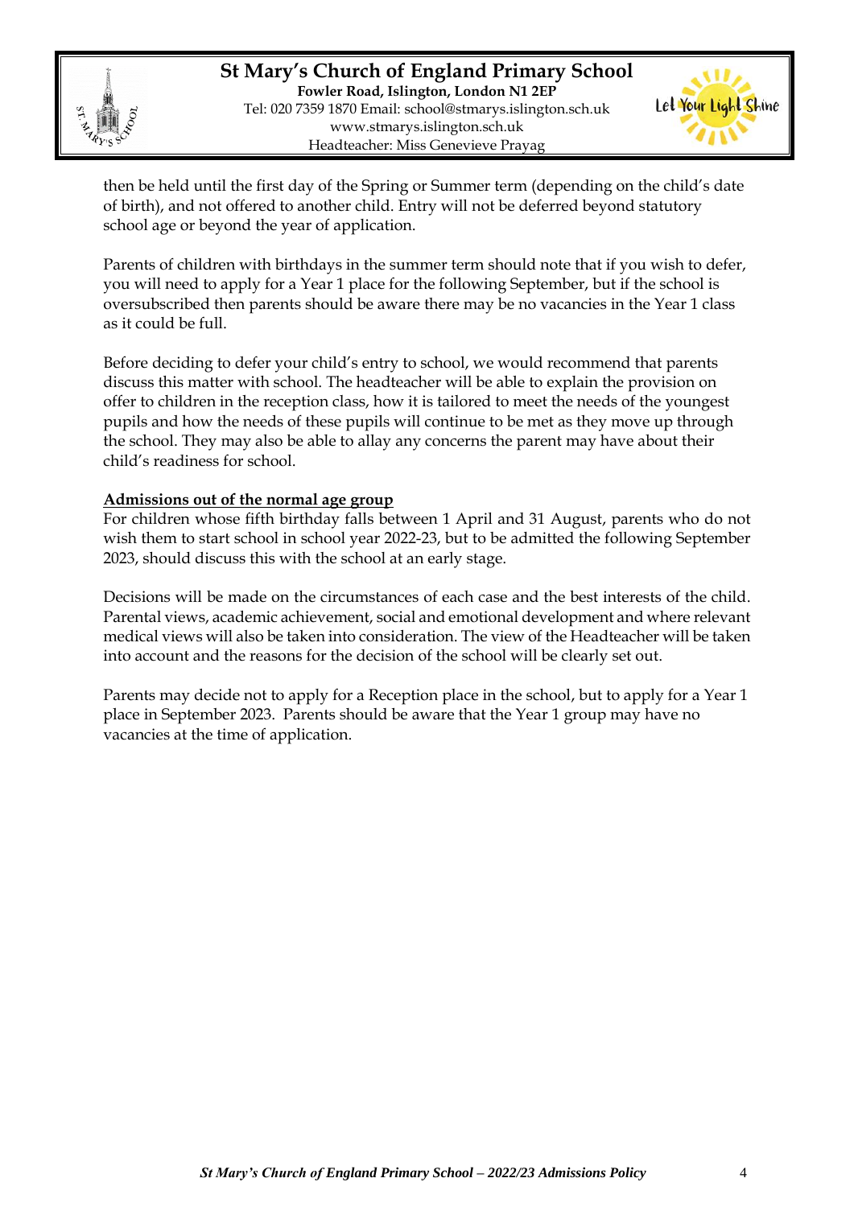then be held until the first day of the Spring or Summer term (depending on the child's date of birth), and not offered to another child. Entry will not be deferred beyond statutory school age or beyond the year of application.

Parents of children with birthdays in the summer term should note that if you wish to defer, you will need to apply for a Year 1 place for the following September, but if the school is oversubscribed then parents should be aware there may be no vacancies in the Year 1 class as it could be full.

Before deciding to defer your child's entry to school, we would recommend that parents discuss this matter with school. The headteacher will be able to explain the provision on offer to children in the reception class, how it is tailored to meet the needs of the youngest pupils and how the needs of these pupils will continue to be met as they move up through the school. They may also be able to allay any concerns the parent may have about their child's readiness for school.

**Admissions out of the normal age group**

For children whose fifth birthday falls between 1 April and 31 August, parents who do not wish them to start school in school year 2022-23, but to be admitted the following September 2023, should discuss this with the school at an early stage.

Decisions will be made on the circumstances of each case and the best interests of the child. Parental views, academic achievement, social and emotional development and where relevant medical views will also be taken into consideration. The view of the Headteacher will be taken into account and the reasons for the decision of the school will be clearly set out.

Parents may decide not to apply for a Reception place in the school, but to apply for a Year 1 place in September 2023. Parents should be aware that the Year 1 group may have no vacancies at the time of application.